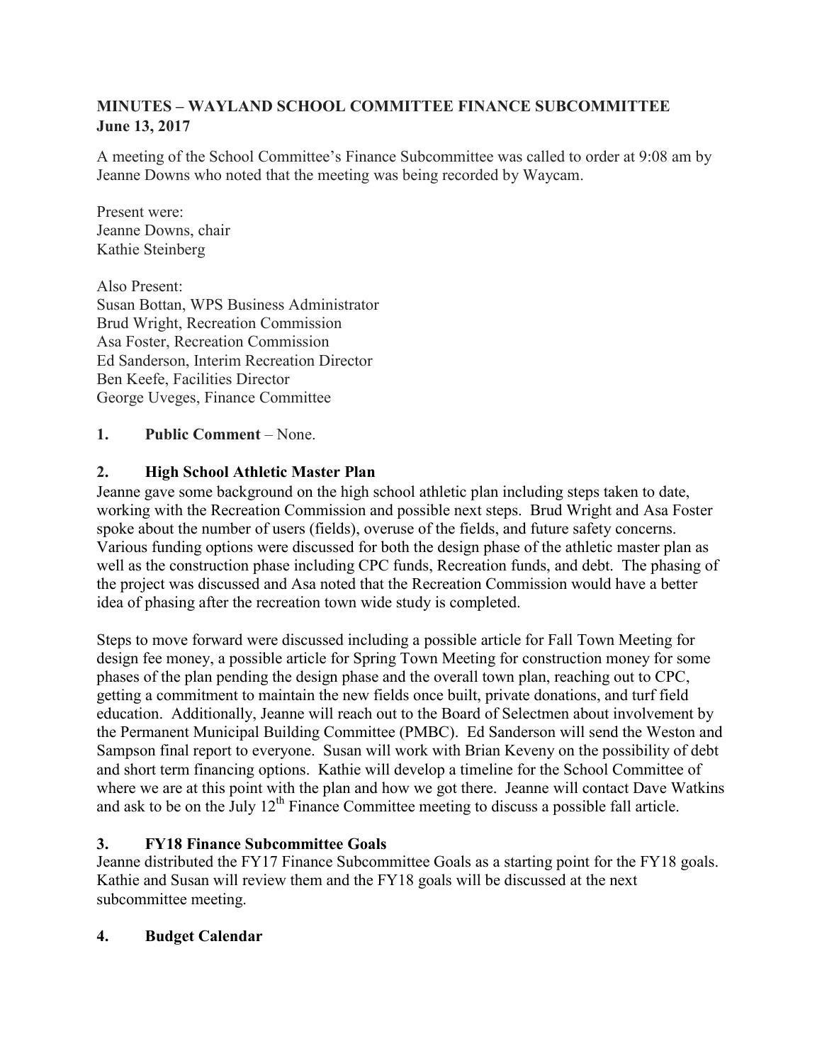**MINUTES – WAYLAND SCHOOL COMMITTEE FINANCE SUBCOMMITTEE**
**June 13, 2017**

A meeting of the School Committee's Finance Subcommittee was called to order at 9:08 am by Jeanne Downs who noted that the meeting was being recorded by Waycam.

Present were:
Jeanne Downs, chair
Kathie Steinberg

Also Present:
Susan Bottan, WPS Business Administrator
Brud Wright, Recreation Commission
Asa Foster, Recreation Commission
Ed Sanderson, Interim Recreation Director
Ben Keefe, Facilities Director
George Uveges, Finance Committee

**1. Public Comment** – None.

**2. High School Athletic Master Plan**
Jeanne gave some background on the high school athletic plan including steps taken to date, working with the Recreation Commission and possible next steps. Brud Wright and Asa Foster spoke about the number of users (fields), overuse of the fields, and future safety concerns. Various funding options were discussed for both the design phase of the athletic master plan as well as the construction phase including CPC funds, Recreation funds, and debt. The phasing of the project was discussed and Asa noted that the Recreation Commission would have a better idea of phasing after the recreation town wide study is completed.

Steps to move forward were discussed including a possible article for Fall Town Meeting for design fee money, a possible article for Spring Town Meeting for construction money for some phases of the plan pending the design phase and the overall town plan, reaching out to CPC, getting a commitment to maintain the new fields once built, private donations, and turf field education. Additionally, Jeanne will reach out to the Board of Selectmen about involvement by the Permanent Municipal Building Committee (PMBC). Ed Sanderson will send the Weston and Sampson final report to everyone. Susan will work with Brian Keveny on the possibility of debt and short term financing options. Kathie will develop a timeline for the School Committee of where we are at this point with the plan and how we got there. Jeanne will contact Dave Watkins and ask to be on the July 12th Finance Committee meeting to discuss a possible fall article.

**3. FY18 Finance Subcommittee Goals**
Jeanne distributed the FY17 Finance Subcommittee Goals as a starting point for the FY18 goals. Kathie and Susan will review them and the FY18 goals will be discussed at the next subcommittee meeting.

**4. Budget Calendar**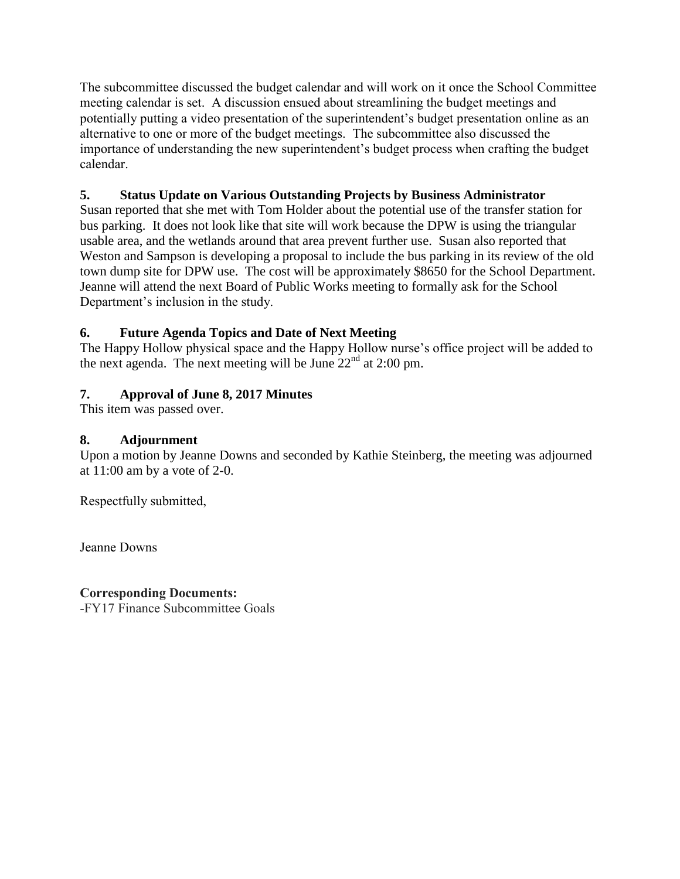The subcommittee discussed the budget calendar and will work on it once the School Committee meeting calendar is set. A discussion ensued about streamlining the budget meetings and potentially putting a video presentation of the superintendent's budget presentation online as an alternative to one or more of the budget meetings. The subcommittee also discussed the importance of understanding the new superintendent's budget process when crafting the budget calendar.

**5. Status Update on Various Outstanding Projects by Business Administrator**

Susan reported that she met with Tom Holder about the potential use of the transfer station for bus parking. It does not look like that site will work because the DPW is using the triangular usable area, and the wetlands around that area prevent further use. Susan also reported that Weston and Sampson is developing a proposal to include the bus parking in its review of the old town dump site for DPW use. The cost will be approximately $8650 for the School Department. Jeanne will attend the next Board of Public Works meeting to formally ask for the School Department's inclusion in the study.

**6. Future Agenda Topics and Date of Next Meeting**

The Happy Hollow physical space and the Happy Hollow nurse's office project will be added to the next agenda. The next meeting will be June 22nd at 2:00 pm.

**7. Approval of June 8, 2017 Minutes**

This item was passed over.

**8. Adjournment**

Upon a motion by Jeanne Downs and seconded by Kathie Steinberg, the meeting was adjourned at 11:00 am by a vote of 2-0.

Respectfully submitted,

Jeanne Downs

**Corresponding Documents:**

-FY17 Finance Subcommittee Goals